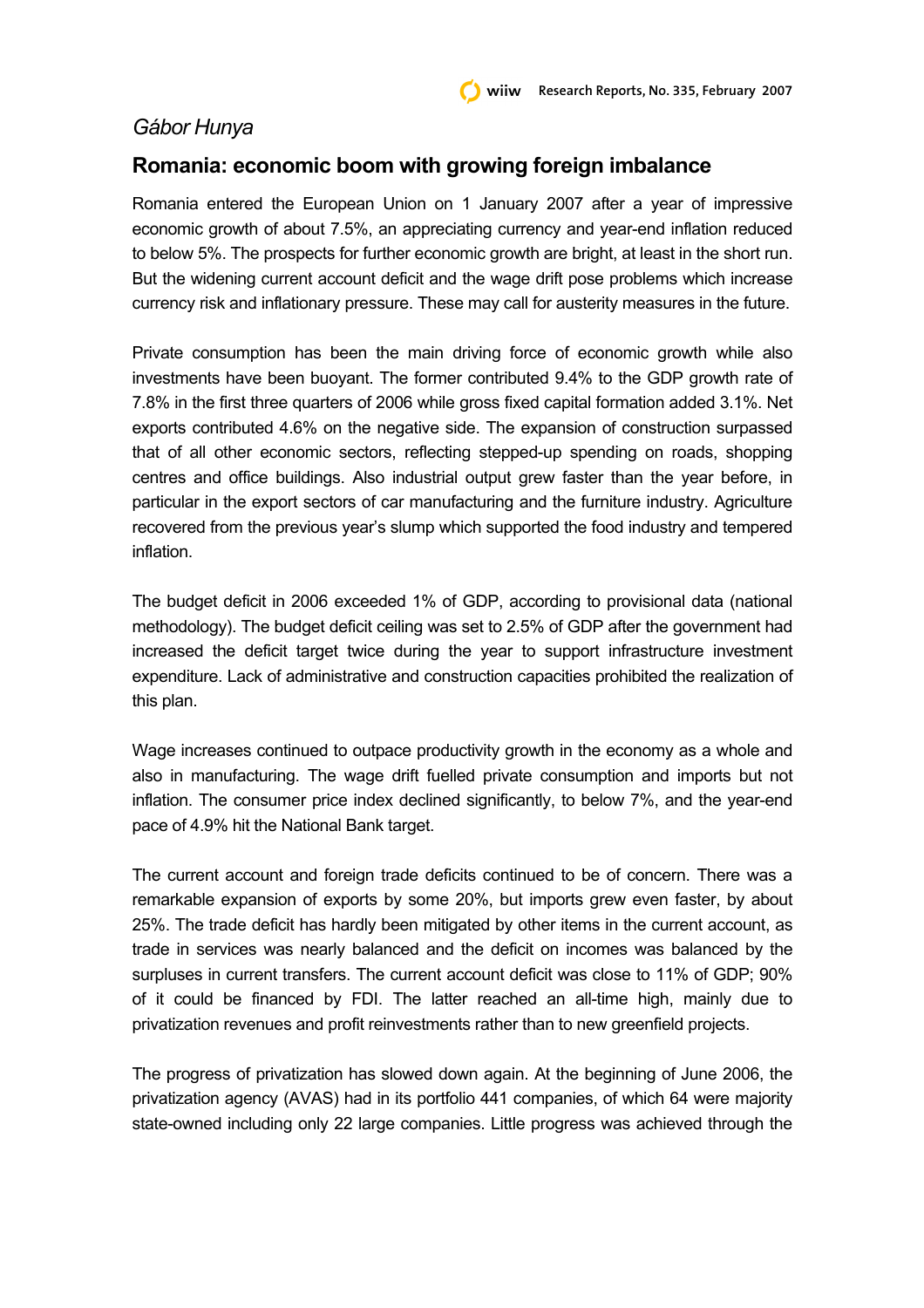*Gábor Hunya*

## Romania: economic boom with growing foreign imbalance

Romania entered the European Union on 1 January 2007 after a year of impressive economic growth of about 7.5%, an appreciating currency and year-end inflation reduced to below 5%. The prospects for further economic growth are bright, at least in the short run. But the widening current account deficit and the wage drift pose problems which increase currency risk and inflationary pressure. These may call for austerity measures in the future.

Private consumption has been the main driving force of economic growth while also investments have been buoyant. The former contributed 9.4% to the GDP growth rate of 7.8% in the first three quarters of 2006 while gross fixed capital formation added 3.1%. Net exports contributed 4.6% on the negative side. The expansion of construction surpassed that of all other economic sectors, reflecting stepped-up spending on roads, shopping centres and office buildings. Also industrial output grew faster than the year before, in particular in the export sectors of car manufacturing and the furniture industry. Agriculture recovered from the previous year's slump which supported the food industry and tempered inflation.

The budget deficit in 2006 exceeded 1% of GDP, according to provisional data (national methodology). The budget deficit ceiling was set to 2.5% of GDP after the government had increased the deficit target twice during the year to support infrastructure investment expenditure. Lack of administrative and construction capacities prohibited the realization of this plan.

Wage increases continued to outpace productivity growth in the economy as a whole and also in manufacturing. The wage drift fuelled private consumption and imports but not inflation. The consumer price index declined significantly, to below 7%, and the year-end pace of 4.9% hit the National Bank target.

The current account and foreign trade deficits continued to be of concern. There was a remarkable expansion of exports by some 20%, but imports grew even faster, by about 25%. The trade deficit has hardly been mitigated by other items in the current account, as trade in services was nearly balanced and the deficit on incomes was balanced by the surpluses in current transfers. The current account deficit was close to 11% of GDP; 90% of it could be financed by FDI. The latter reached an all-time high, mainly due to privatization revenues and profit reinvestments rather than to new greenfield projects.

The progress of privatization has slowed down again. At the beginning of June 2006, the privatization agency (AVAS) had in its portfolio 441 companies, of which 64 were majority state-owned including only 22 large companies. Little progress was achieved through the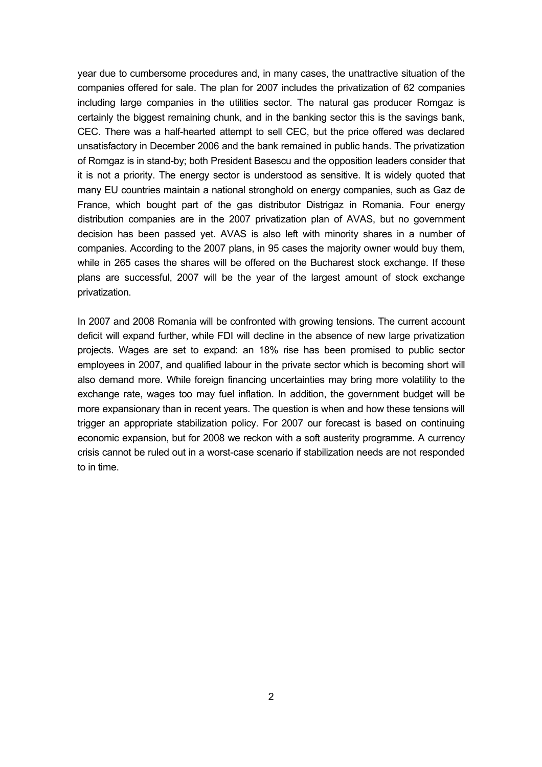year due to cumbersome procedures and, in many cases, the unattractive situation of the companies offered for sale. The plan for 2007 includes the privatization of 62 companies including large companies in the utilities sector. The natural gas producer Romgaz is certainly the biggest remaining chunk, and in the banking sector this is the savings bank, CEC. There was a half-hearted attempt to sell CEC, but the price offered was declared unsatisfactory in December 2006 and the bank remained in public hands. The privatization of Romgaz is in stand-by; both President Basescu and the opposition leaders consider that it is not a priority. The energy sector is understood as sensitive. It is widely quoted that many EU countries maintain a national stronghold on energy companies, such as Gaz de France, which bought part of the gas distributor Distrigaz in Romania. Four energy distribution companies are in the 2007 privatization plan of AVAS, but no government decision has been passed yet. AVAS is also left with minority shares in a number of companies. According to the 2007 plans, in 95 cases the majority owner would buy them, while in 265 cases the shares will be offered on the Bucharest stock exchange. If these plans are successful, 2007 will be the year of the largest amount of stock exchange privatization.

In 2007 and 2008 Romania will be confronted with growing tensions. The current account deficit will expand further, while FDI will decline in the absence of new large privatization projects. Wages are set to expand: an 18% rise has been promised to public sector employees in 2007, and qualified labour in the private sector which is becoming short will also demand more. While foreign financing uncertainties may bring more volatility to the exchange rate, wages too may fuel inflation. In addition, the government budget will be more expansionary than in recent years. The question is when and how these tensions will trigger an appropriate stabilization policy. For 2007 our forecast is based on continuing economic expansion, but for 2008 we reckon with a soft austerity programme. A currency crisis cannot be ruled out in a worst-case scenario if stabilization needs are not responded to in time.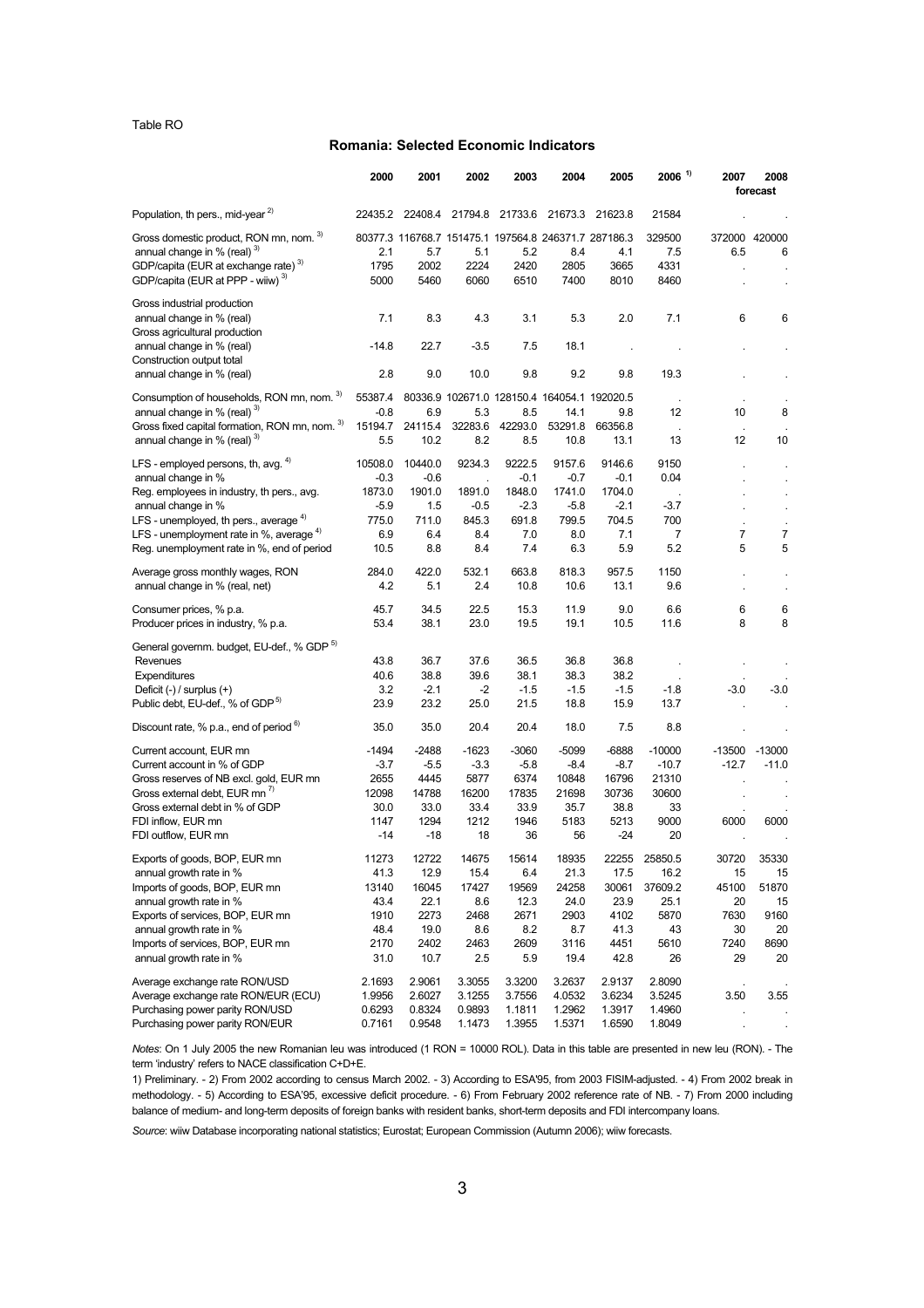Table RO

## Romania: Selected Economic Indicators

| | 2000 | 2001 | 2002 | 2003 | 2004 | 2005 | 2006 [1] | 2007 | 2008 |
|---|---|---|---|---|---|---|---|---|---|
| | | | | | | | | forecast | |
| Population, th pers., mid-year [2] | 22435.2 | 22408.4 | 21794.8 | 21733.6 | 21673.3 | 21623.8 | 21584 | . | . |
| Gross domestic product, RON mn, nom. [3] | 80377.3 | 116768.7 | 151475.1 | 197564.8 | 246371.7 | 287186.3 | 329500 | 372000 | 420000 |
| annual change in % (real) [3] | 2.1 | 5.7 | 5.1 | 5.2 | 8.4 | 4.1 | 7.5 | 6.5 | 6 |
| GDP/capita (EUR at exchange rate) [3] | 1795 | 2002 | 2224 | 2420 | 2805 | 3665 | 4331 | . | . |
| GDP/capita (EUR at PPP - wiiw) [3] | 5000 | 5460 | 6060 | 6510 | 7400 | 8010 | 8460 | . | . |
| Gross industrial production | | | | | | | | | |
| annual change in % (real) | 7.1 | 8.3 | 4.3 | 3.1 | 5.3 | 2.0 | 7.1 | 6 | 6 |
| Gross agricultural production | | | | | | | | | |
| annual change in % (real) | -14.8 | 22.7 | -3.5 | 7.5 | 18.1 | . | . | . | . |
| Construction output total | | | | | | | | | |
| annual change in % (real) | 2.8 | 9.0 | 10.0 | 9.8 | 9.2 | 9.8 | 19.3 | . | . |
| Consumption of households, RON mn, nom. [3] | 55387.4 | 80336.9 | 102671.0 | 128150.4 | 164054.1 | 192020.5 | . | . | . |
| annual change in % (real) [3] | -0.8 | 6.9 | 5.3 | 8.5 | 14.1 | 9.8 | 12 | 10 | 8 |
| Gross fixed capital formation, RON mn, nom. [3] | 15194.7 | 24115.4 | 32283.6 | 42293.0 | 53291.8 | 66356.8 | . | . | . |
| annual change in % (real) [3] | 5.5 | 10.2 | 8.2 | 8.5 | 10.8 | 13.1 | 13 | 12 | 10 |
| LFS - employed persons, th, avg. [4] | 10508.0 | 10440.0 | 9234.3 | 9222.5 | 9157.6 | 9146.6 | 9150 | . | . |
| annual change in % | -0.3 | -0.6 | . | -0.1 | -0.7 | -0.1 | 0.04 | . | . |
| Reg. employees in industry, th pers., avg. | 1873.0 | 1901.0 | 1891.0 | 1848.0 | 1741.0 | 1704.0 | . | . | . |
| annual change in % | -5.9 | 1.5 | -0.5 | -2.3 | -5.8 | -2.1 | -3.7 | . | . |
| LFS - unemployed, th pers., average [4] | 775.0 | 711.0 | 845.3 | 691.8 | 799.5 | 704.5 | 700 | . | . |
| LFS - unemployment rate in %, average [4] | 6.9 | 6.4 | 8.4 | 7.0 | 8.0 | 7.1 | 7 | 7 | 7 |
| Reg. unemployment rate in %, end of period | 10.5 | 8.8 | 8.4 | 7.4 | 6.3 | 5.9 | 5.2 | 5 | 5 |
| Average gross monthly wages, RON | 284.0 | 422.0 | 532.1 | 663.8 | 818.3 | 957.5 | 1150 | . | . |
| annual change in % (real, net) | 4.2 | 5.1 | 2.4 | 10.8 | 10.6 | 13.1 | 9.6 | . | . |
| Consumer prices, % p.a. | 45.7 | 34.5 | 22.5 | 15.3 | 11.9 | 9.0 | 6.6 | 6 | 6 |
| Producer prices in industry, % p.a. | 53.4 | 38.1 | 23.0 | 19.5 | 19.1 | 10.5 | 11.6 | 8 | 8 |
| General governm. budget, EU-def., % GDP [5] | | | | | | | | | |
| Revenues | 43.8 | 36.7 | 37.6 | 36.5 | 36.8 | 36.8 | . | . | . |
| Expenditures | 40.6 | 38.8 | 39.6 | 38.1 | 38.3 | 38.2 | . | . | . |
| Deficit (-) / surplus (+) | 3.2 | -2.1 | -2 | -1.5 | -1.5 | -1.5 | -1.8 | -3.0 | -3.0 |
| Public debt, EU-def., % of GDP [5] | 23.9 | 23.2 | 25.0 | 21.5 | 18.8 | 15.9 | 13.7 | . | . |
| Discount rate, % p.a., end of period [6] | 35.0 | 35.0 | 20.4 | 20.4 | 18.0 | 7.5 | 8.8 | . | . |
| Current account, EUR mn | -1494 | -2488 | -1623 | -3060 | -5099 | -6888 | -10000 | -13500 | -13000 |
| Current account in % of GDP | -3.7 | -5.5 | -3.3 | -5.8 | -8.4 | -8.7 | -10.7 | -12.7 | -11.0 |
| Gross reserves of NB excl. gold, EUR mn | 2655 | 4445 | 5877 | 6374 | 10848 | 16796 | 21310 | . | . |
| Gross external debt, EUR mn [7] | 12098 | 14788 | 16200 | 17835 | 21698 | 30736 | 30600 | . | . |
| Gross external debt in % of GDP | 30.0 | 33.0 | 33.4 | 33.9 | 35.7 | 38.8 | 33 | . | . |
| FDI inflow, EUR mn | 1147 | 1294 | 1212 | 1946 | 5183 | 5213 | 9000 | 6000 | 6000 |
| FDI outflow, EUR mn | -14 | -18 | 18 | 36 | 56 | -24 | 20 | . | . |
| Exports of goods, BOP, EUR mn | 11273 | 12722 | 14675 | 15614 | 18935 | 22255 | 25850.5 | 30720 | 35330 |
| annual growth rate in % | 41.3 | 12.9 | 15.4 | 6.4 | 21.3 | 17.5 | 16.2 | 15 | 15 |
| Imports of goods, BOP, EUR mn | 13140 | 16045 | 17427 | 19569 | 24258 | 30061 | 37609.2 | 45100 | 51870 |
| annual growth rate in % | 43.4 | 22.1 | 8.6 | 12.3 | 24.0 | 23.9 | 25.1 | 20 | 15 |
| Exports of services, BOP, EUR mn | 1910 | 2273 | 2468 | 2671 | 2903 | 4102 | 5870 | 7630 | 9160 |
| annual growth rate in % | 48.4 | 19.0 | 8.6 | 8.2 | 8.7 | 41.3 | 43 | 30 | 20 |
| Imports of services, BOP, EUR mn | 2170 | 2402 | 2463 | 2609 | 3116 | 4451 | 5610 | 7240 | 8690 |
| annual growth rate in % | 31.0 | 10.7 | 2.5 | 5.9 | 19.4 | 42.8 | 26 | 29 | 20 |
| Average exchange rate RON/USD | 2.1693 | 2.9061 | 3.3055 | 3.3200 | 3.2637 | 2.9137 | 2.8090 | . | . |
| Average exchange rate RON/EUR (ECU) | 1.9956 | 2.6027 | 3.1255 | 3.7556 | 4.0532 | 3.6234 | 3.5245 | 3.50 | 3.55 |
| Purchasing power parity RON/USD | 0.6293 | 0.8324 | 0.9893 | 1.1811 | 1.2962 | 1.3917 | 1.4960 | . | . |
| Purchasing power parity RON/EUR | 0.7161 | 0.9548 | 1.1473 | 1.3955 | 1.5371 | 1.6590 | 1.8049 | . | . |

*Notes*: On 1 July 2005 the new Romanian leu was introduced (1 RON = 10000 ROL). Data in this table are presented in new leu (RON). - The term 'industry' refers to NACE classification C+D+E.

1) Preliminary. - 2) From 2002 according to census March 2002. - 3) According to ESA'95, from 2003 FISIM-adjusted. - 4) From 2002 break in methodology. - 5) According to ESA'95, excessive deficit procedure. - 6) From February 2002 reference rate of NB. - 7) From 2000 including balance of medium- and long-term deposits of foreign banks with resident banks, short-term deposits and FDI intercompany loans.

*Source*: wiiw Database incorporating national statistics; Eurostat; European Commission (Autumn 2006); wiiw forecasts.